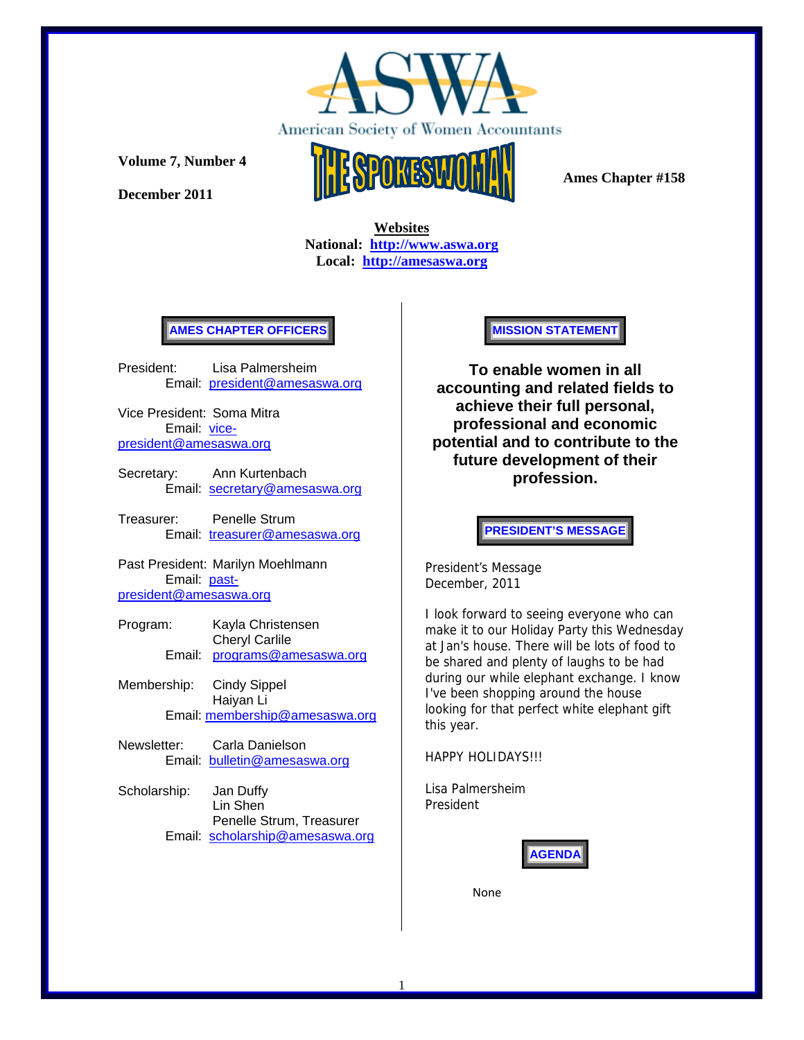# ASWA

American Society of Women Accountants

**Volume 7, Number 4**

**December 2011**

# THE SPOKESWOMAN

**Ames Chapter #158**

**Websites**

**National: http://www.aswa.org**

**Local: http://amesaswa.org**

## AMES CHAPTER OFFICERS

President: Lisa Palmersheim
Email: president@amesaswa.org

Vice President: Soma Mitra
Email: vice-president@amesaswa.org

Secretary: Ann Kurtenbach
Email: secretary@amesaswa.org

Treasurer: Penelle Strum
Email: treasurer@amesaswa.org

Past President: Marilyn Moehlmann
Email: past-president@amesaswa.org

Program: Kayla Christensen
Cheryl Carlile
Email: programs@amesaswa.org

Membership: Cindy Sippel
Haiyan Li
Email: membership@amesaswa.org

Newsletter: Carla Danielson
Email: bulletin@amesaswa.org

Scholarship: Jan Duffy
Lin Shen
Penelle Strum, Treasurer
Email: scholarship@amesaswa.org

## MISSION STATEMENT

**To enable women in all accounting and related fields to achieve their full personal, professional and economic potential and to contribute to the future development of their profession.**

## PRESIDENT'S MESSAGE

President's Message
December, 2011

I look forward to seeing everyone who can make it to our Holiday Party this Wednesday at Jan's house. There will be lots of food to be shared and plenty of laughs to be had during our while elephant exchange. I know I've been shopping around the house looking for that perfect white elephant gift this year.

HAPPY HOLIDAYS!!!

Lisa Palmersheim
President

## AGENDA

None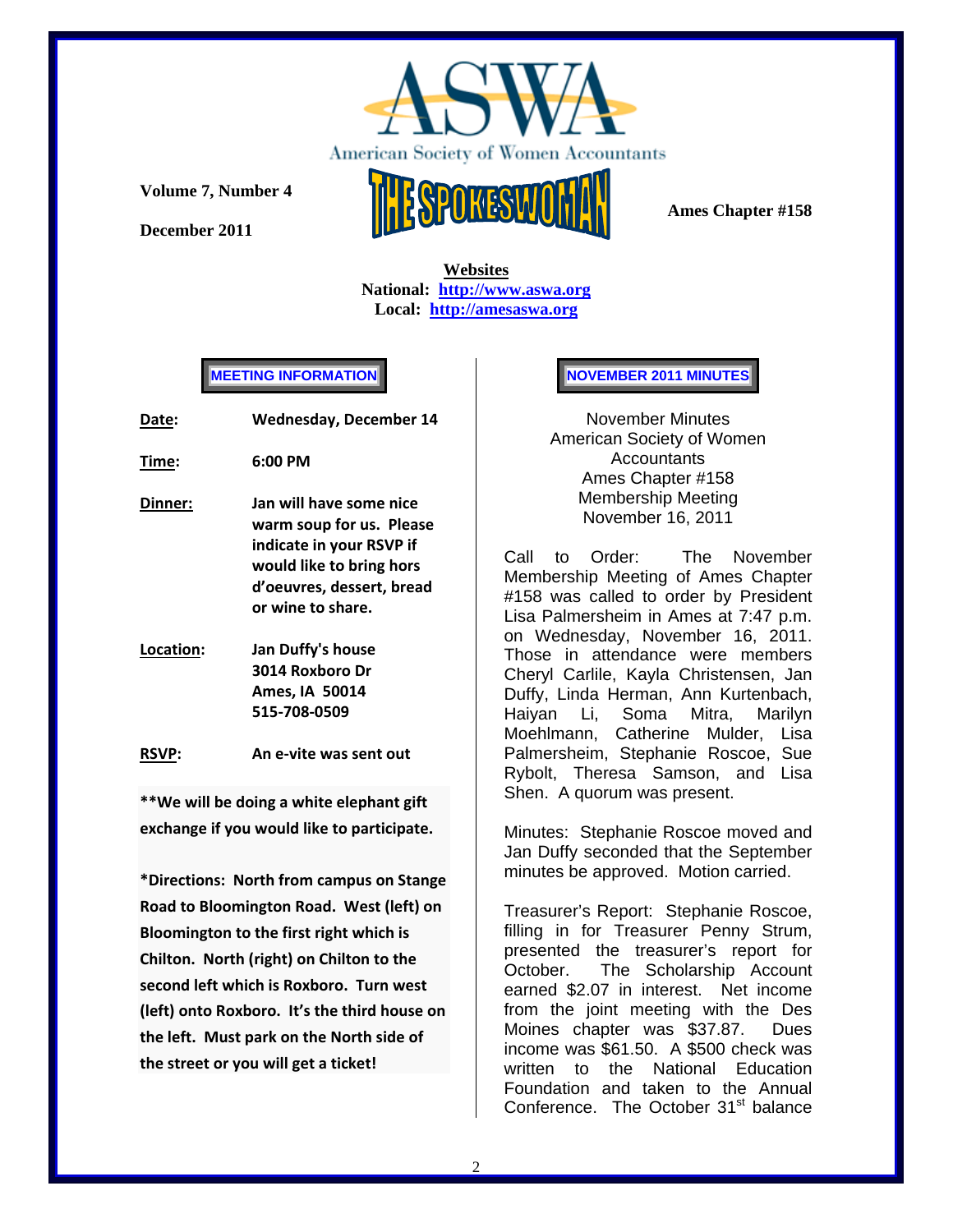American Society of Women Accountants

**Volume 7, Number 4**

**December 2011**

# THE SPOKESWOMAN

**Ames Chapter #158**

**Websites**
**National: [http://www.aswa.org](http://www.aswa.org)**
**Local: [http://amesaswa.org](http://amesaswa.org)**

## MEETING INFORMATION

| | |
|---|---|
| **Date:** | **Wednesday, December 14** |
| **Time:** | **6:00 PM** |
| **Dinner:** | **Jan will have some nice warm soup for us. Please indicate in your RSVP if would like to bring hors d'oeuvres, dessert, bread or wine to share.** |
| **Location:** | **Jan Duffy's house 3014 Roxboro Dr Ames, IA 50014 515-708-0509** |
| **RSVP:** | **An e-vite was sent out** |

****We will be doing a white elephant gift exchange if you would like to participate.**

***Directions: North from campus on Stange Road to Bloomington Road. West (left) on Bloomington to the first right which is Chilton. North (right) on Chilton to the second left which is Roxboro. Turn west (left) onto Roxboro. It's the third house on the left. Must park on the North side of the street or you will get a ticket!**

## NOVEMBER 2011 MINUTES

November Minutes
American Society of Women Accountants
Ames Chapter #158
Membership Meeting
November 16, 2011

Call to Order: The November Membership Meeting of Ames Chapter #158 was called to order by President Lisa Palmersheim in Ames at 7:47 p.m. on Wednesday, November 16, 2011. Those in attendance were members Cheryl Carlile, Kayla Christensen, Jan Duffy, Linda Herman, Ann Kurtenbach, Haiyan Li, Soma Mitra, Marilyn Moehlmann, Catherine Mulder, Lisa Palmersheim, Stephanie Roscoe, Sue Rybolt, Theresa Samson, and Lisa Shen. A quorum was present.

Minutes: Stephanie Roscoe moved and Jan Duffy seconded that the September minutes be approved. Motion carried.

Treasurer's Report: Stephanie Roscoe, filling in for Treasurer Penny Strum, presented the treasurer's report for October. The Scholarship Account earned $2.07 in interest. Net income from the joint meeting with the Des Moines chapter was $37.87. Dues income was $61.50. A $500 check was written to the National Education Foundation and taken to the Annual Conference. The October 31st balance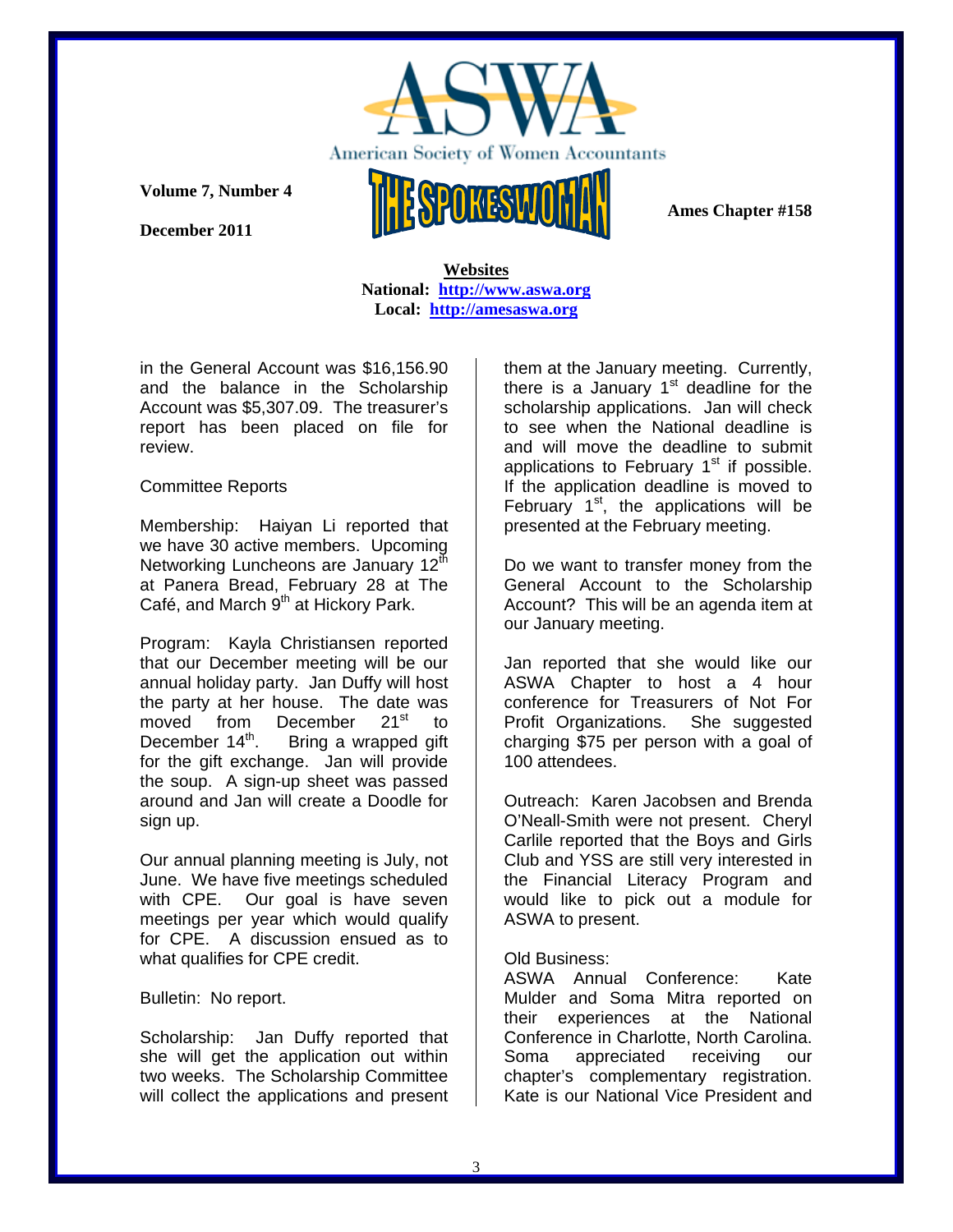**Websites**
**National: http://www.aswa.org**
**Local: http://amesaswa.org**

in the General Account was $16,156.90 and the balance in the Scholarship Account was $5,307.09. The treasurer's report has been placed on file for review.

Committee Reports

Membership: Haiyan Li reported that we have 30 active members. Upcoming Networking Luncheons are January 12th at Panera Bread, February 28 at The Café, and March 9th at Hickory Park.

Program: Kayla Christiansen reported that our December meeting will be our annual holiday party. Jan Duffy will host the party at her house. The date was moved from December 21st to December 14th. Bring a wrapped gift for the gift exchange. Jan will provide the soup. A sign-up sheet was passed around and Jan will create a Doodle for sign up.

Our annual planning meeting is July, not June. We have five meetings scheduled with CPE. Our goal is have seven meetings per year which would qualify for CPE. A discussion ensued as to what qualifies for CPE credit.

Bulletin: No report.

Scholarship: Jan Duffy reported that she will get the application out within two weeks. The Scholarship Committee will collect the applications and present them at the January meeting. Currently, there is a January 1st deadline for the scholarship applications. Jan will check to see when the National deadline is and will move the deadline to submit applications to February 1st if possible. If the application deadline is moved to February 1st, the applications will be presented at the February meeting.

Do we want to transfer money from the General Account to the Scholarship Account? This will be an agenda item at our January meeting.

Jan reported that she would like our ASWA Chapter to host a 4 hour conference for Treasurers of Not For Profit Organizations. She suggested charging $75 per person with a goal of 100 attendees.

Outreach: Karen Jacobsen and Brenda O'Neall-Smith were not present. Cheryl Carlile reported that the Boys and Girls Club and YSS are still very interested in the Financial Literacy Program and would like to pick out a module for ASWA to present.

Old Business:
ASWA Annual Conference: Kate Mulder and Soma Mitra reported on their experiences at the National Conference in Charlotte, North Carolina. Soma appreciated receiving our chapter's complementary registration. Kate is our National Vice President and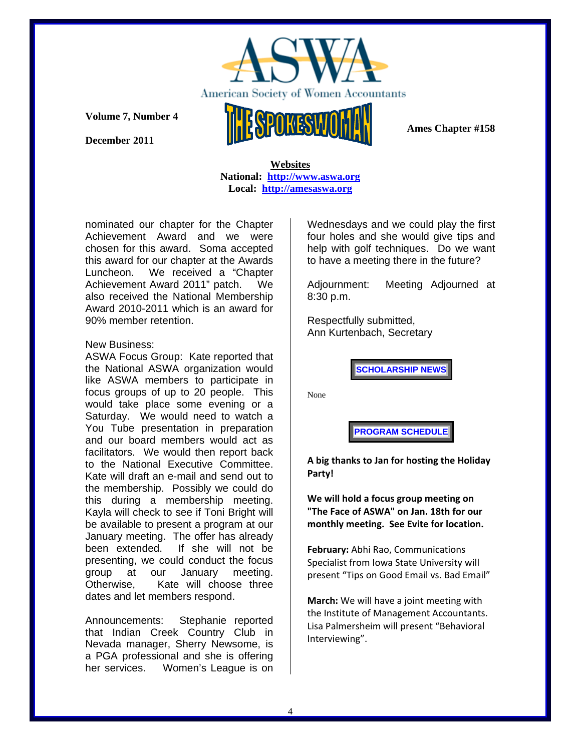**ASWA**

American Society of Women Accountants

**Volume 7, Number 4**

**December 2011**

**THE SPOKESWOMAN**

**Ames Chapter #158**

**Websites**
**National: http://www.aswa.org**
**Local: http://amesaswa.org**

nominated our chapter for the Chapter Achievement Award and we were chosen for this award. Soma accepted this award for our chapter at the Awards Luncheon. We received a "Chapter Achievement Award 2011" patch. We also received the National Membership Award 2010-2011 which is an award for 90% member retention.

New Business:
ASWA Focus Group: Kate reported that the National ASWA organization would like ASWA members to participate in focus groups of up to 20 people. This would take place some evening or a Saturday. We would need to watch a You Tube presentation in preparation and our board members would act as facilitators. We would then report back to the National Executive Committee. Kate will draft an e-mail and send out to the membership. Possibly we could do this during a membership meeting. Kayla will check to see if Toni Bright will be available to present a program at our January meeting. The offer has already been extended. If she will not be presenting, we could conduct the focus group at our January meeting. Otherwise, Kate will choose three dates and let members respond.

Announcements: Stephanie reported that Indian Creek Country Club in Nevada manager, Sherry Newsome, is a PGA professional and she is offering her services. Women's League is on Wednesdays and we could play the first four holes and she would give tips and help with golf techniques. Do we want to have a meeting there in the future?

Adjournment: Meeting Adjourned at 8:30 p.m.

Respectfully submitted,
Ann Kurtenbach, Secretary

**SCHOLARSHIP NEWS**

None

**PROGRAM SCHEDULE**

**A big thanks to Jan for hosting the Holiday Party!**

**We will hold a focus group meeting on "The Face of ASWA" on Jan. 18th for our monthly meeting. See Evite for location.**

**February:** Abhi Rao, Communications Specialist from Iowa State University will present "Tips on Good Email vs. Bad Email"

**March:** We will have a joint meeting with the Institute of Management Accountants. Lisa Palmersheim will present "Behavioral Interviewing".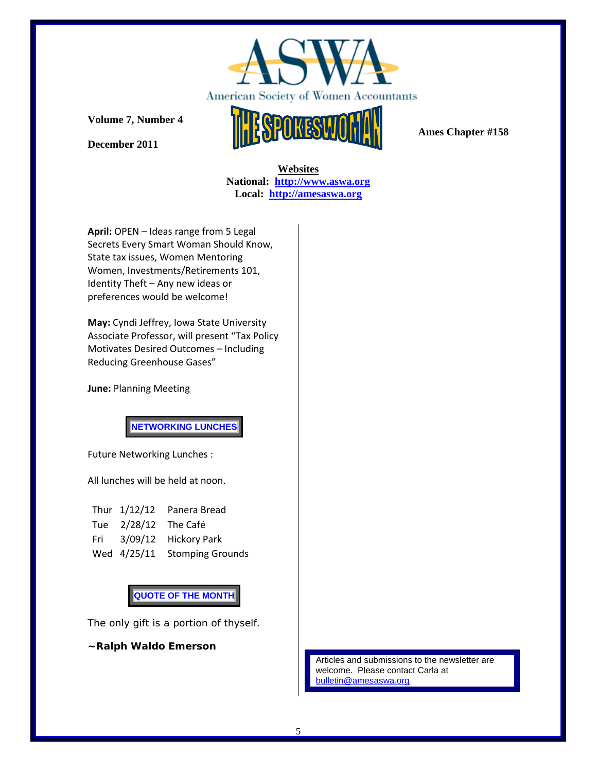American Society of Women Accountants

**Volume 7, Number 4**

**December 2011**

# THE SPOKESWOMAN

**Ames Chapter #158**

**Websites**
**National: [http://www.aswa.org](http://www.aswa.org)**
**Local: [http://amesaswa.org](http://amesaswa.org)**

**April:** OPEN – Ideas range from 5 Legal Secrets Every Smart Woman Should Know, State tax issues, Women Mentoring Women, Investments/Retirements 101, Identity Theft – Any new ideas or preferences would be welcome!

**May:** Cyndi Jeffrey, Iowa State University Associate Professor, will present "Tax Policy Motivates Desired Outcomes – Including Reducing Greenhouse Gases"

**June:** Planning Meeting

## NETWORKING LUNCHES

Future Networking Lunches :

All lunches will be held at noon.

| | | |
|---|---|---|
| Thur | 1/12/12 | Panera Bread |
| Tue | 2/28/12 | The Café |
| Fri | 3/09/12 | Hickory Park |
| Wed | 4/25/11 | Stomping Grounds |

## QUOTE OF THE MONTH

The only gift is a portion of thyself.

**~Ralph Waldo Emerson**

Articles and submissions to the newsletter are welcome. Please contact Carla at [bulletin@amesaswa.org](mailto:bulletin@amesaswa.org)